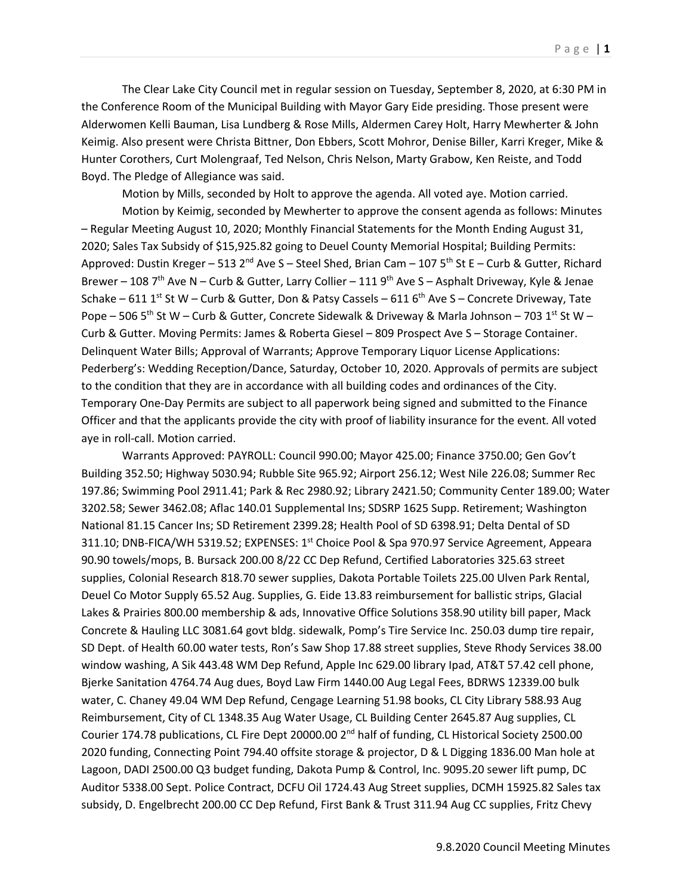The Clear Lake City Council met in regular session on Tuesday, September 8, 2020, at 6:30 PM in the Conference Room of the Municipal Building with Mayor Gary Eide presiding. Those present were Alderwomen Kelli Bauman, Lisa Lundberg & Rose Mills, Aldermen Carey Holt, Harry Mewherter & John Keimig. Also present were Christa Bittner, Don Ebbers, Scott Mohror, Denise Biller, Karri Kreger, Mike & Hunter Corothers, Curt Molengraaf, Ted Nelson, Chris Nelson, Marty Grabow, Ken Reiste, and Todd Boyd. The Pledge of Allegiance was said.

Motion by Mills, seconded by Holt to approve the agenda. All voted aye. Motion carried.

Motion by Keimig, seconded by Mewherter to approve the consent agenda as follows: Minutes – Regular Meeting August 10, 2020; Monthly Financial Statements for the Month Ending August 31, 2020; Sales Tax Subsidy of $15,925.82 going to Deuel County Memorial Hospital; Building Permits: Approved: Dustin Kreger – 513 2nd Ave S – Steel Shed, Brian Cam – 107 5th St E – Curb & Gutter, Richard Brewer – 108 7th Ave N – Curb & Gutter, Larry Collier – 111 9th Ave S – Asphalt Driveway, Kyle & Jenae Schake – 611 1st St W – Curb & Gutter, Don & Patsy Cassels – 611 6th Ave S – Concrete Driveway, Tate Pope – 506 5th St W – Curb & Gutter, Concrete Sidewalk & Driveway & Marla Johnson – 703 1st St W – Curb & Gutter. Moving Permits: James & Roberta Giesel – 809 Prospect Ave S – Storage Container. Delinquent Water Bills; Approval of Warrants; Approve Temporary Liquor License Applications: Pederberg's: Wedding Reception/Dance, Saturday, October 10, 2020. Approvals of permits are subject to the condition that they are in accordance with all building codes and ordinances of the City. Temporary One-Day Permits are subject to all paperwork being signed and submitted to the Finance Officer and that the applicants provide the city with proof of liability insurance for the event. All voted aye in roll-call. Motion carried.

Warrants Approved: PAYROLL: Council 990.00; Mayor 425.00; Finance 3750.00; Gen Gov't Building 352.50; Highway 5030.94; Rubble Site 965.92; Airport 256.12; West Nile 226.08; Summer Rec 197.86; Swimming Pool 2911.41; Park & Rec 2980.92; Library 2421.50; Community Center 189.00; Water 3202.58; Sewer 3462.08; Aflac 140.01 Supplemental Ins; SDSRP 1625 Supp. Retirement; Washington National 81.15 Cancer Ins; SD Retirement 2399.28; Health Pool of SD 6398.91; Delta Dental of SD 311.10; DNB-FICA/WH 5319.52; EXPENSES: 1st Choice Pool & Spa 970.97 Service Agreement, Appeara 90.90 towels/mops, B. Bursack 200.00 8/22 CC Dep Refund, Certified Laboratories 325.63 street supplies, Colonial Research 818.70 sewer supplies, Dakota Portable Toilets 225.00 Ulven Park Rental, Deuel Co Motor Supply 65.52 Aug. Supplies, G. Eide 13.83 reimbursement for ballistic strips, Glacial Lakes & Prairies 800.00 membership & ads, Innovative Office Solutions 358.90 utility bill paper, Mack Concrete & Hauling LLC 3081.64 govt bldg. sidewalk, Pomp's Tire Service Inc. 250.03 dump tire repair, SD Dept. of Health 60.00 water tests, Ron's Saw Shop 17.88 street supplies, Steve Rhody Services 38.00 window washing, A Sik 443.48 WM Dep Refund, Apple Inc 629.00 library Ipad, AT&T 57.42 cell phone, Bjerke Sanitation 4764.74 Aug dues, Boyd Law Firm 1440.00 Aug Legal Fees, BDRWS 12339.00 bulk water, C. Chaney 49.04 WM Dep Refund, Cengage Learning 51.98 books, CL City Library 588.93 Aug Reimbursement, City of CL 1348.35 Aug Water Usage, CL Building Center 2645.87 Aug supplies, CL Courier 174.78 publications, CL Fire Dept 20000.00 2nd half of funding, CL Historical Society 2500.00 2020 funding, Connecting Point 794.40 offsite storage & projector, D & L Digging 1836.00 Man hole at Lagoon, DADI 2500.00 Q3 budget funding, Dakota Pump & Control, Inc. 9095.20 sewer lift pump, DC Auditor 5338.00 Sept. Police Contract, DCFU Oil 1724.43 Aug Street supplies, DCMH 15925.82 Sales tax subsidy, D. Engelbrecht 200.00 CC Dep Refund, First Bank & Trust 311.94 Aug CC supplies, Fritz Chevy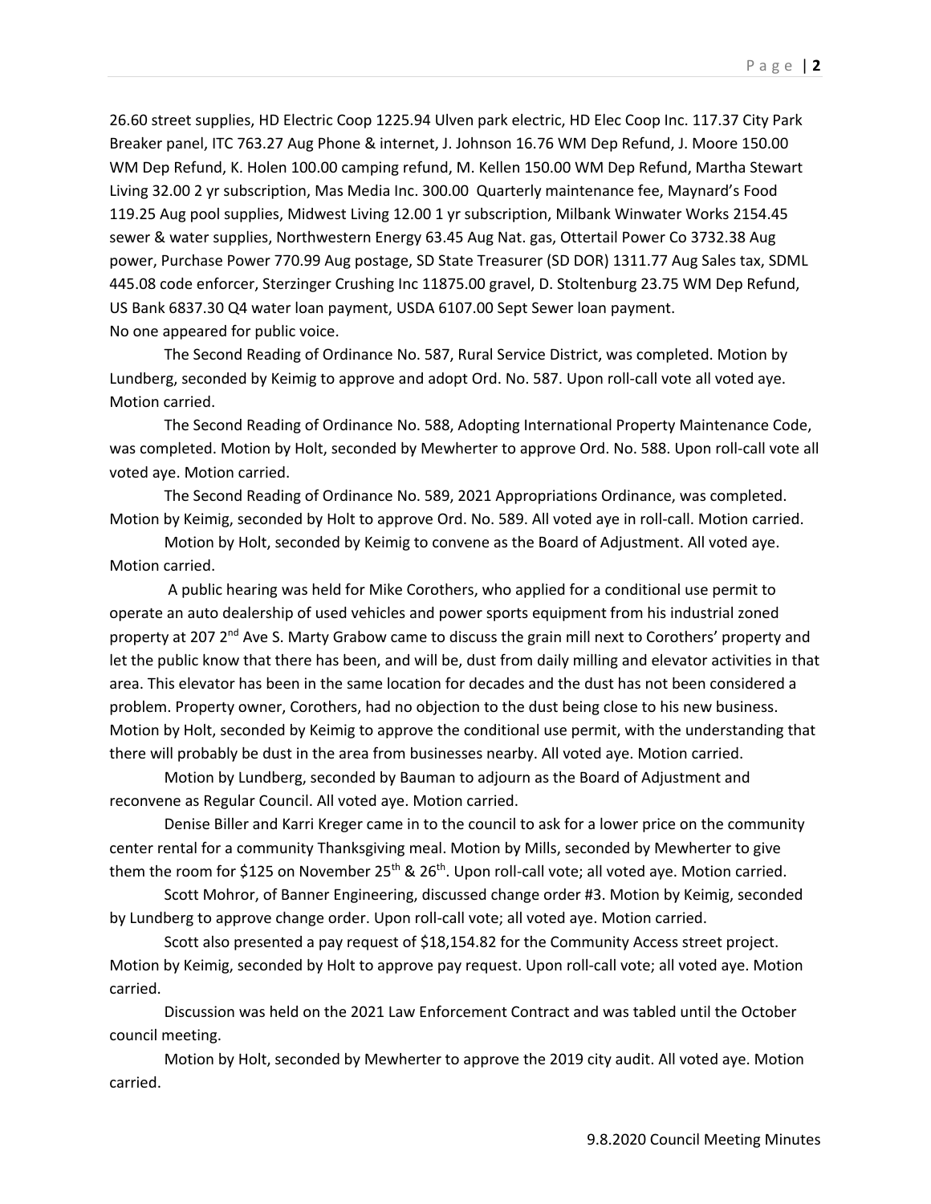26.60 street supplies, HD Electric Coop 1225.94 Ulven park electric, HD Elec Coop Inc. 117.37 City Park Breaker panel, ITC 763.27 Aug Phone & internet, J. Johnson 16.76 WM Dep Refund, J. Moore 150.00 WM Dep Refund, K. Holen 100.00 camping refund, M. Kellen 150.00 WM Dep Refund, Martha Stewart Living 32.00 2 yr subscription, Mas Media Inc. 300.00 Quarterly maintenance fee, Maynard's Food 119.25 Aug pool supplies, Midwest Living 12.00 1 yr subscription, Milbank Winwater Works 2154.45 sewer & water supplies, Northwestern Energy 63.45 Aug Nat. gas, Ottertail Power Co 3732.38 Aug power, Purchase Power 770.99 Aug postage, SD State Treasurer (SD DOR) 1311.77 Aug Sales tax, SDML 445.08 code enforcer, Sterzinger Crushing Inc 11875.00 gravel, D. Stoltenburg 23.75 WM Dep Refund, US Bank 6837.30 Q4 water loan payment, USDA 6107.00 Sept Sewer loan payment.

No one appeared for public voice.

The Second Reading of Ordinance No. 587, Rural Service District, was completed. Motion by Lundberg, seconded by Keimig to approve and adopt Ord. No. 587. Upon roll-call vote all voted aye. Motion carried.

The Second Reading of Ordinance No. 588, Adopting International Property Maintenance Code, was completed. Motion by Holt, seconded by Mewherter to approve Ord. No. 588. Upon roll-call vote all voted aye. Motion carried.

The Second Reading of Ordinance No. 589, 2021 Appropriations Ordinance, was completed. Motion by Keimig, seconded by Holt to approve Ord. No. 589. All voted aye in roll-call. Motion carried.

Motion by Holt, seconded by Keimig to convene as the Board of Adjustment. All voted aye. Motion carried.

A public hearing was held for Mike Corothers, who applied for a conditional use permit to operate an auto dealership of used vehicles and power sports equipment from his industrial zoned property at 207 2nd Ave S. Marty Grabow came to discuss the grain mill next to Corothers' property and let the public know that there has been, and will be, dust from daily milling and elevator activities in that area. This elevator has been in the same location for decades and the dust has not been considered a problem. Property owner, Corothers, had no objection to the dust being close to his new business. Motion by Holt, seconded by Keimig to approve the conditional use permit, with the understanding that there will probably be dust in the area from businesses nearby. All voted aye. Motion carried.

Motion by Lundberg, seconded by Bauman to adjourn as the Board of Adjustment and reconvene as Regular Council. All voted aye. Motion carried.

Denise Biller and Karri Kreger came in to the council to ask for a lower price on the community center rental for a community Thanksgiving meal. Motion by Mills, seconded by Mewherter to give them the room for $125 on November 25th & 26th. Upon roll-call vote; all voted aye. Motion carried.

Scott Mohror, of Banner Engineering, discussed change order #3. Motion by Keimig, seconded by Lundberg to approve change order. Upon roll-call vote; all voted aye. Motion carried.

Scott also presented a pay request of $18,154.82 for the Community Access street project. Motion by Keimig, seconded by Holt to approve pay request. Upon roll-call vote; all voted aye. Motion carried.

Discussion was held on the 2021 Law Enforcement Contract and was tabled until the October council meeting.

Motion by Holt, seconded by Mewherter to approve the 2019 city audit. All voted aye. Motion carried.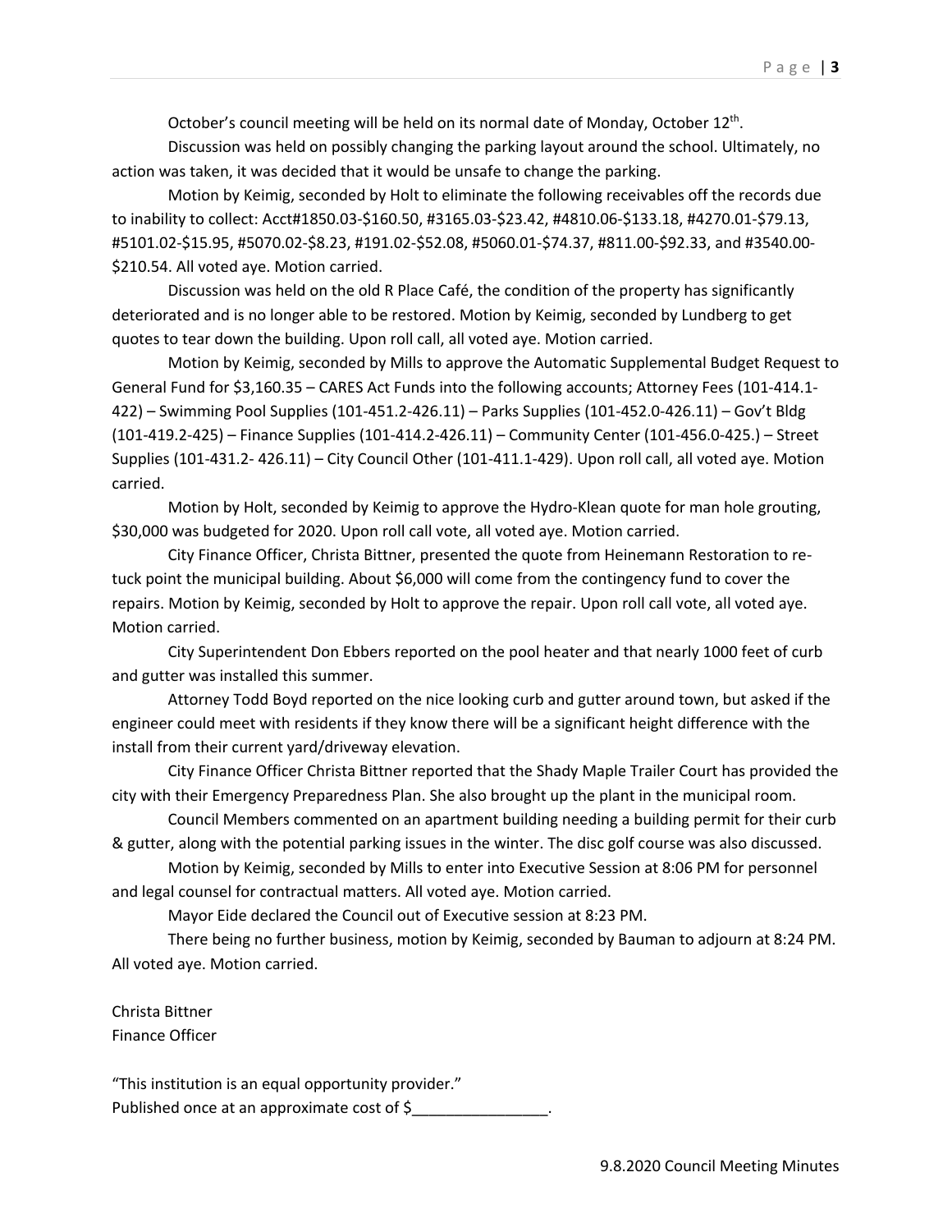October's council meeting will be held on its normal date of Monday, October 12th.

Discussion was held on possibly changing the parking layout around the school. Ultimately, no action was taken, it was decided that it would be unsafe to change the parking.

Motion by Keimig, seconded by Holt to eliminate the following receivables off the records due to inability to collect: Acct#1850.03-$160.50, #3165.03-$23.42, #4810.06-$133.18, #4270.01-$79.13, #5101.02-$15.95, #5070.02-$8.23, #191.02-$52.08, #5060.01-$74.37, #811.00-$92.33, and #3540.00-$210.54. All voted aye. Motion carried.

Discussion was held on the old R Place Café, the condition of the property has significantly deteriorated and is no longer able to be restored. Motion by Keimig, seconded by Lundberg to get quotes to tear down the building. Upon roll call, all voted aye. Motion carried.

Motion by Keimig, seconded by Mills to approve the Automatic Supplemental Budget Request to General Fund for $3,160.35 – CARES Act Funds into the following accounts; Attorney Fees (101-414.1-422) – Swimming Pool Supplies (101-451.2-426.11) – Parks Supplies (101-452.0-426.11) – Gov't Bldg (101-419.2-425) – Finance Supplies (101-414.2-426.11) – Community Center (101-456.0-425.) – Street Supplies (101-431.2- 426.11) – City Council Other (101-411.1-429). Upon roll call, all voted aye. Motion carried.

Motion by Holt, seconded by Keimig to approve the Hydro-Klean quote for man hole grouting, $30,000 was budgeted for 2020. Upon roll call vote, all voted aye. Motion carried.

City Finance Officer, Christa Bittner, presented the quote from Heinemann Restoration to re-tuck point the municipal building. About $6,000 will come from the contingency fund to cover the repairs. Motion by Keimig, seconded by Holt to approve the repair. Upon roll call vote, all voted aye. Motion carried.

City Superintendent Don Ebbers reported on the pool heater and that nearly 1000 feet of curb and gutter was installed this summer.

Attorney Todd Boyd reported on the nice looking curb and gutter around town, but asked if the engineer could meet with residents if they know there will be a significant height difference with the install from their current yard/driveway elevation.

City Finance Officer Christa Bittner reported that the Shady Maple Trailer Court has provided the city with their Emergency Preparedness Plan. She also brought up the plant in the municipal room.

Council Members commented on an apartment building needing a building permit for their curb & gutter, along with the potential parking issues in the winter. The disc golf course was also discussed.

Motion by Keimig, seconded by Mills to enter into Executive Session at 8:06 PM for personnel and legal counsel for contractual matters. All voted aye. Motion carried.

Mayor Eide declared the Council out of Executive session at 8:23 PM.

There being no further business, motion by Keimig, seconded by Bauman to adjourn at 8:24 PM. All voted aye. Motion carried.

Christa Bittner
Finance Officer

"This institution is an equal opportunity provider."
Published once at an approximate cost of $________________.